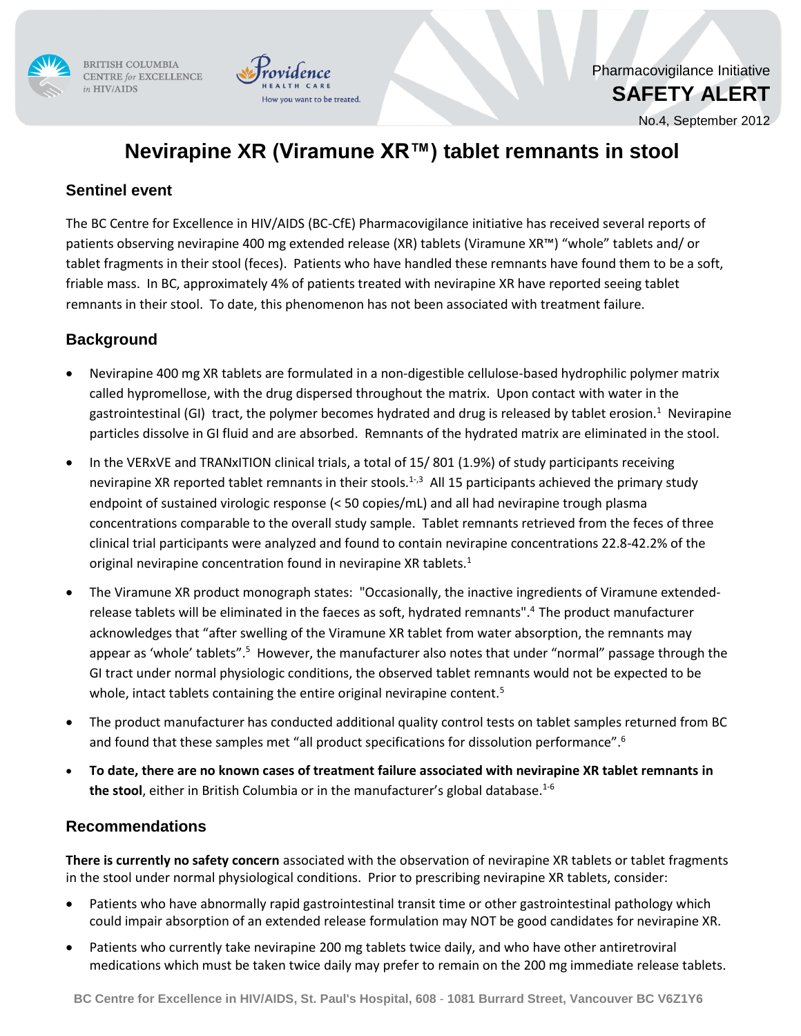Pharmacovigilance Initiative

**SAFETY ALERT**

No.4, September 2012

# Nevirapine XR (Viramune XR™) tablet remnants in stool

## Sentinel event

The BC Centre for Excellence in HIV/AIDS (BC-CfE) Pharmacovigilance initiative has received several reports of patients observing nevirapine 400 mg extended release (XR) tablets (Viramune XR™) "whole" tablets and/ or tablet fragments in their stool (feces). Patients who have handled these remnants have found them to be a soft, friable mass. In BC, approximately 4% of patients treated with nevirapine XR have reported seeing tablet remnants in their stool. To date, this phenomenon has not been associated with treatment failure.

## Background

- Nevirapine 400 mg XR tablets are formulated in a non-digestible cellulose-based hydrophilic polymer matrix called hypromellose, with the drug dispersed throughout the matrix. Upon contact with water in the gastrointestinal (GI) tract, the polymer becomes hydrated and drug is released by tablet erosion.[1] Nevirapine particles dissolve in GI fluid and are absorbed. Remnants of the hydrated matrix are eliminated in the stool.
- In the VERxVE and TRANxITION clinical trials, a total of 15/ 801 (1.9%) of study participants receiving nevirapine XR reported tablet remnants in their stools.[1-3] All 15 participants achieved the primary study endpoint of sustained virologic response (< 50 copies/mL) and all had nevirapine trough plasma concentrations comparable to the overall study sample. Tablet remnants retrieved from the feces of three clinical trial participants were analyzed and found to contain nevirapine concentrations 22.8-42.2% of the original nevirapine concentration found in nevirapine XR tablets.[1]
- The Viramune XR product monograph states: "Occasionally, the inactive ingredients of Viramune extended-release tablets will be eliminated in the faeces as soft, hydrated remnants".[4] The product manufacturer acknowledges that "after swelling of the Viramune XR tablet from water absorption, the remnants may appear as 'whole' tablets".[5] However, the manufacturer also notes that under "normal" passage through the GI tract under normal physiologic conditions, the observed tablet remnants would not be expected to be whole, intact tablets containing the entire original nevirapine content.[5]
- The product manufacturer has conducted additional quality control tests on tablet samples returned from BC and found that these samples met "all product specifications for dissolution performance".[6]
- **To date, there are no known cases of treatment failure associated with nevirapine XR tablet remnants in the stool**, either in British Columbia or in the manufacturer's global database.[1-6]

## Recommendations

**There is currently no safety concern** associated with the observation of nevirapine XR tablets or tablet fragments in the stool under normal physiological conditions. Prior to prescribing nevirapine XR tablets, consider:

- Patients who have abnormally rapid gastrointestinal transit time or other gastrointestinal pathology which could impair absorption of an extended release formulation may NOT be good candidates for nevirapine XR.
- Patients who currently take nevirapine 200 mg tablets twice daily, and who have other antiretroviral medications which must be taken twice daily may prefer to remain on the 200 mg immediate release tablets.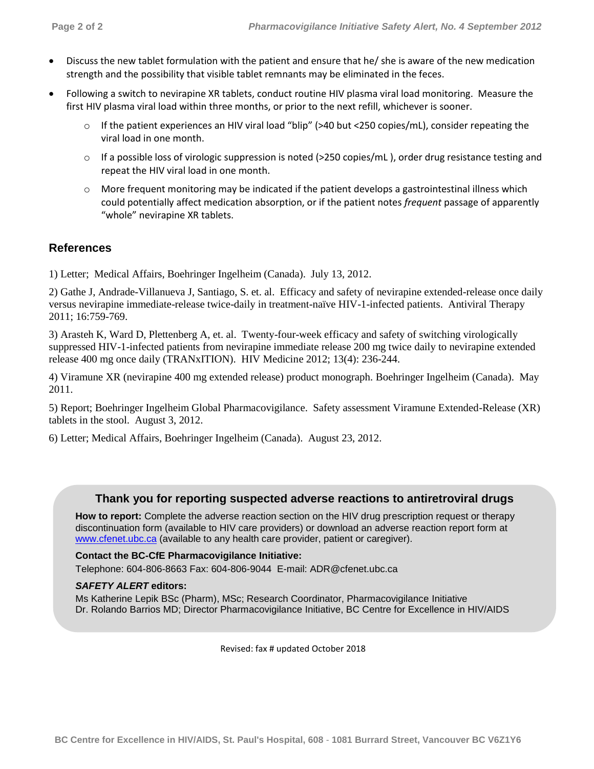- Discuss the new tablet formulation with the patient and ensure that he/ she is aware of the new medication strength and the possibility that visible tablet remnants may be eliminated in the feces.
- Following a switch to nevirapine XR tablets, conduct routine HIV plasma viral load monitoring. Measure the first HIV plasma viral load within three months, or prior to the next refill, whichever is sooner.
  - If the patient experiences an HIV viral load "blip" (>40 but <250 copies/mL), consider repeating the viral load in one month.
  - If a possible loss of virologic suppression is noted (>250 copies/mL ), order drug resistance testing and repeat the HIV viral load in one month.
  - More frequent monitoring may be indicated if the patient develops a gastrointestinal illness which could potentially affect medication absorption, or if the patient notes *frequent* passage of apparently "whole" nevirapine XR tablets.

## References

1) Letter; Medical Affairs, Boehringer Ingelheim (Canada). July 13, 2012.

2) Gathe J, Andrade-Villanueva J, Santiago, S. et. al. Efficacy and safety of nevirapine extended-release once daily versus nevirapine immediate-release twice-daily in treatment-naïve HIV-1-infected patients. Antiviral Therapy 2011; 16:759-769.

3) Arasteh K, Ward D, Plettenberg A, et. al. Twenty-four-week efficacy and safety of switching virologically suppressed HIV-1-infected patients from nevirapine immediate release 200 mg twice daily to nevirapine extended release 400 mg once daily (TRANxITION). HIV Medicine 2012; 13(4): 236-244.

4) Viramune XR (nevirapine 400 mg extended release) product monograph. Boehringer Ingelheim (Canada). May 2011.

5) Report; Boehringer Ingelheim Global Pharmacovigilance. Safety assessment Viramune Extended-Release (XR) tablets in the stool. August 3, 2012.

6) Letter; Medical Affairs, Boehringer Ingelheim (Canada). August 23, 2012.

### Thank you for reporting suspected adverse reactions to antiretroviral drugs

**How to report:** Complete the adverse reaction section on the HIV drug prescription request or therapy discontinuation form (available to HIV care providers) or download an adverse reaction report form at www.cfenet.ubc.ca (available to any health care provider, patient or caregiver).

**Contact the BC-CfE Pharmacovigilance Initiative:**

Telephone: 604-806-8663 Fax: 604-806-9044 E-mail: ADR@cfenet.ubc.ca

***SAFETY ALERT* editors:**

Ms Katherine Lepik BSc (Pharm), MSc; Research Coordinator, Pharmacovigilance Initiative
Dr. Rolando Barrios MD; Director Pharmacovigilance Initiative, BC Centre for Excellence in HIV/AIDS

Revised: fax # updated October 2018